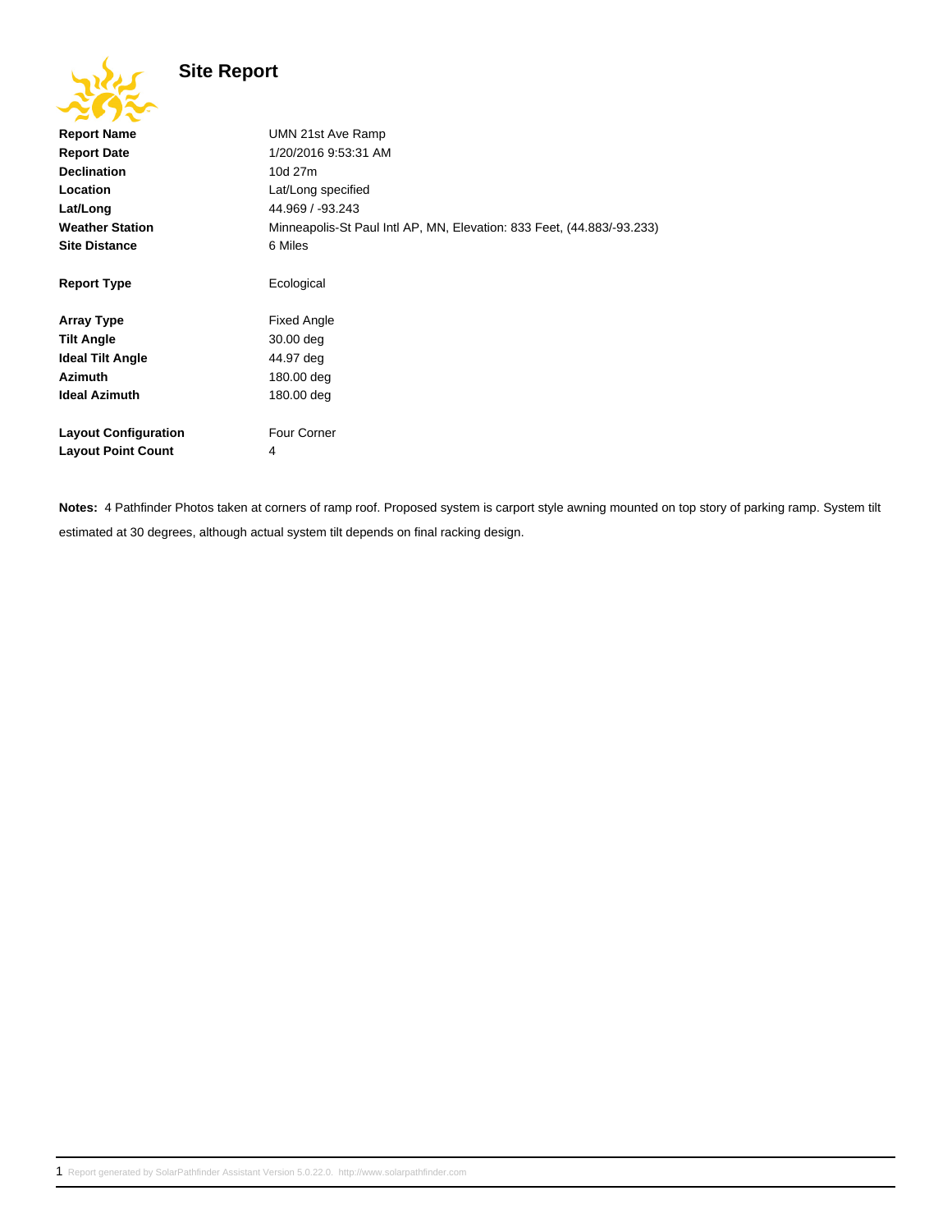# Site Report

| | |
|---|---|
| **Report Name** | UMN 21st Ave Ramp |
| **Report Date** | 1/20/2016 9:53:31 AM |
| **Declination** | 10d 27m |
| **Location** | Lat/Long specified |
| **Lat/Long** | 44.969 / -93.243 |
| **Weather Station** | Minneapolis-St Paul Intl AP, MN, Elevation: 833 Feet, (44.883/-93.233) |
| **Site Distance** | 6 Miles |
| **Report Type** | Ecological |
| **Array Type** | Fixed Angle |
| **Tilt Angle** | 30.00 deg |
| **Ideal Tilt Angle** | 44.97 deg |
| **Azimuth** | 180.00 deg |
| **Ideal Azimuth** | 180.00 deg |
| **Layout Configuration** | Four Corner |
| **Layout Point Count** | 4 |

**Notes:** 4 Pathfinder Photos taken at corners of ramp roof. Proposed system is carport style awning mounted on top story of parking ramp. System tilt estimated at 30 degrees, although actual system tilt depends on final racking design.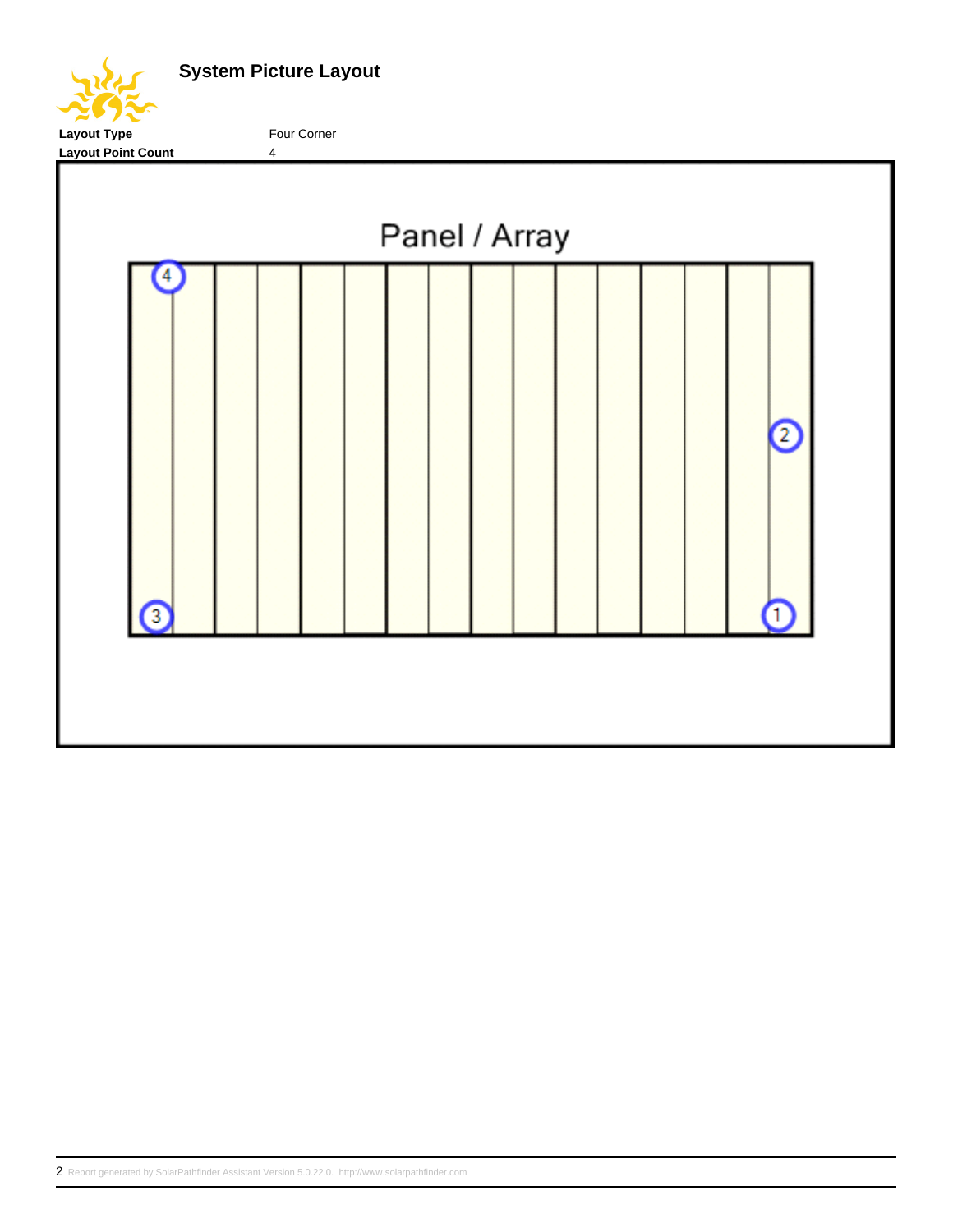## System Picture Layout

**Layout Type** Four Corner

**Layout Point Count** 4

Panel / Array

4

2

3

1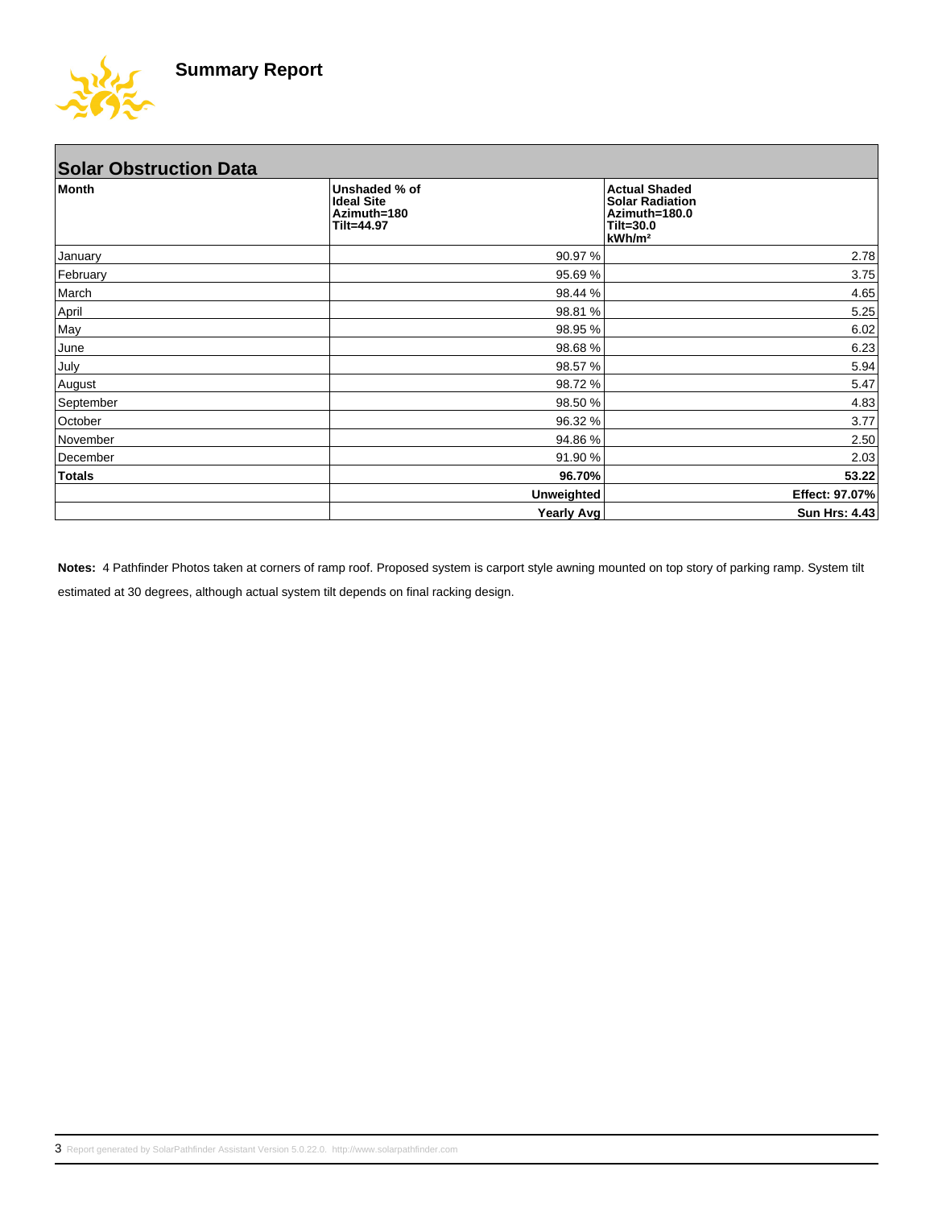# Summary Report

## Solar Obstruction Data

| Month | Unshaded % of Ideal Site Azimuth=180 Tilt=44.97 | Actual Shaded Solar Radiation Azimuth=180.0 Tilt=30.0 kWh/m² |
|---|---|---|
| January | 90.97 % | 2.78 |
| February | 95.69 % | 3.75 |
| March | 98.44 % | 4.65 |
| April | 98.81 % | 5.25 |
| May | 98.95 % | 6.02 |
| June | 98.68 % | 6.23 |
| July | 98.57 % | 5.94 |
| August | 98.72 % | 5.47 |
| September | 98.50 % | 4.83 |
| October | 96.32 % | 3.77 |
| November | 94.86 % | 2.50 |
| December | 91.90 % | 2.03 |
| **Totals** | **96.70%** | **53.22** |
| | **Unweighted** | **Effect: 97.07%** |
| | **Yearly Avg** | **Sun Hrs: 4.43** |

**Notes:** 4 Pathfinder Photos taken at corners of ramp roof. Proposed system is carport style awning mounted on top story of parking ramp. System tilt estimated at 30 degrees, although actual system tilt depends on final racking design.

Report generated by SolarPathfinder Assistant Version 5.0.22.0. http://www.solarpathfinder.com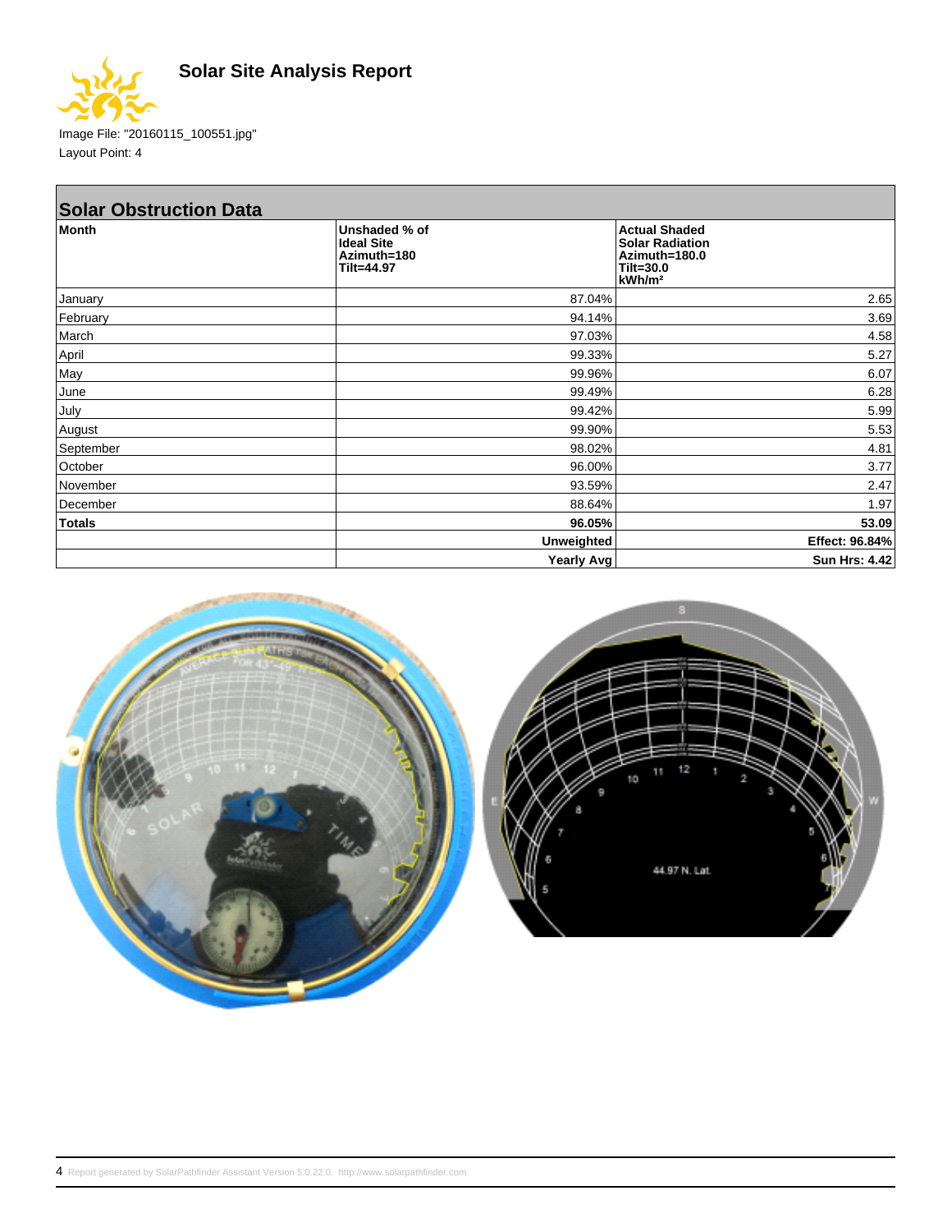# Solar Site Analysis Report

Image File: "20160115_100551.jpg"
Layout Point: 4

## Solar Obstruction Data

| Month | Unshaded % of Ideal Site Azimuth=180 Tilt=44.97 | Actual Shaded Solar Radiation Azimuth=180.0 Tilt=30.0 kWh/m² |
|---|---|---|
| January | 87.04% | 2.65 |
| February | 94.14% | 3.69 |
| March | 97.03% | 4.58 |
| April | 99.33% | 5.27 |
| May | 99.96% | 6.07 |
| June | 99.49% | 6.28 |
| July | 99.42% | 5.99 |
| August | 99.90% | 5.53 |
| September | 98.02% | 4.81 |
| October | 96.00% | 3.77 |
| November | 93.59% | 2.47 |
| December | 88.64% | 1.97 |
| **Totals** | **96.05%** | **53.09** |
| | **Unweighted** | **Effect: 96.84%** |
| | **Yearly Avg** | **Sun Hrs: 4.42** |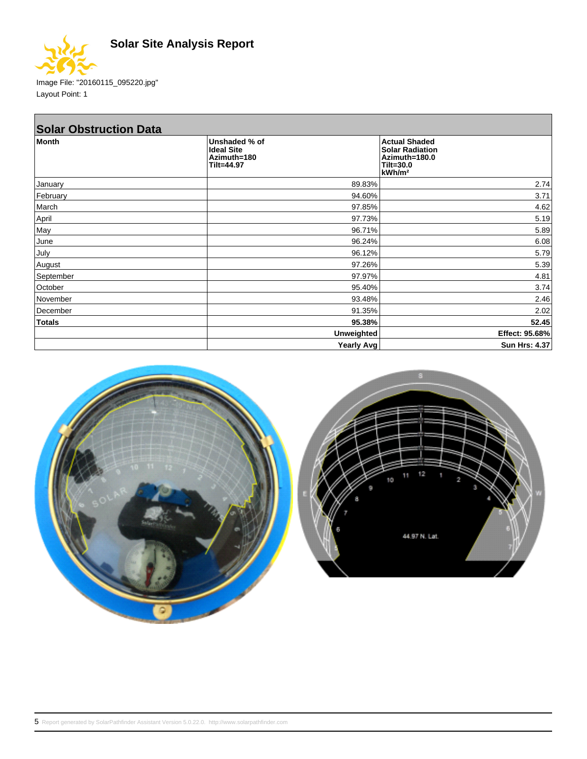# Solar Site Analysis Report

Image File: "20160115_095220.jpg"
Layout Point: 1

## Solar Obstruction Data

| Month | Unshaded % of Ideal Site Azimuth=180 Tilt=44.97 | Actual Shaded Solar Radiation Azimuth=180.0 Tilt=30.0 kWh/m² |
|---|---|---|
| January | 89.83% | 2.74 |
| February | 94.60% | 3.71 |
| March | 97.85% | 4.62 |
| April | 97.73% | 5.19 |
| May | 96.71% | 5.89 |
| June | 96.24% | 6.08 |
| July | 96.12% | 5.79 |
| August | 97.26% | 5.39 |
| September | 97.97% | 4.81 |
| October | 95.40% | 3.74 |
| November | 93.48% | 2.46 |
| December | 91.35% | 2.02 |
| **Totals** | **95.38%** | **52.45** |
| | **Unweighted** | **Effect: 95.68%** |
| | **Yearly Avg** | **Sun Hrs: 4.37** |

Report generated by SolarPathfinder Assistant Version 5.0.22.0. http://www.solarpathfinder.com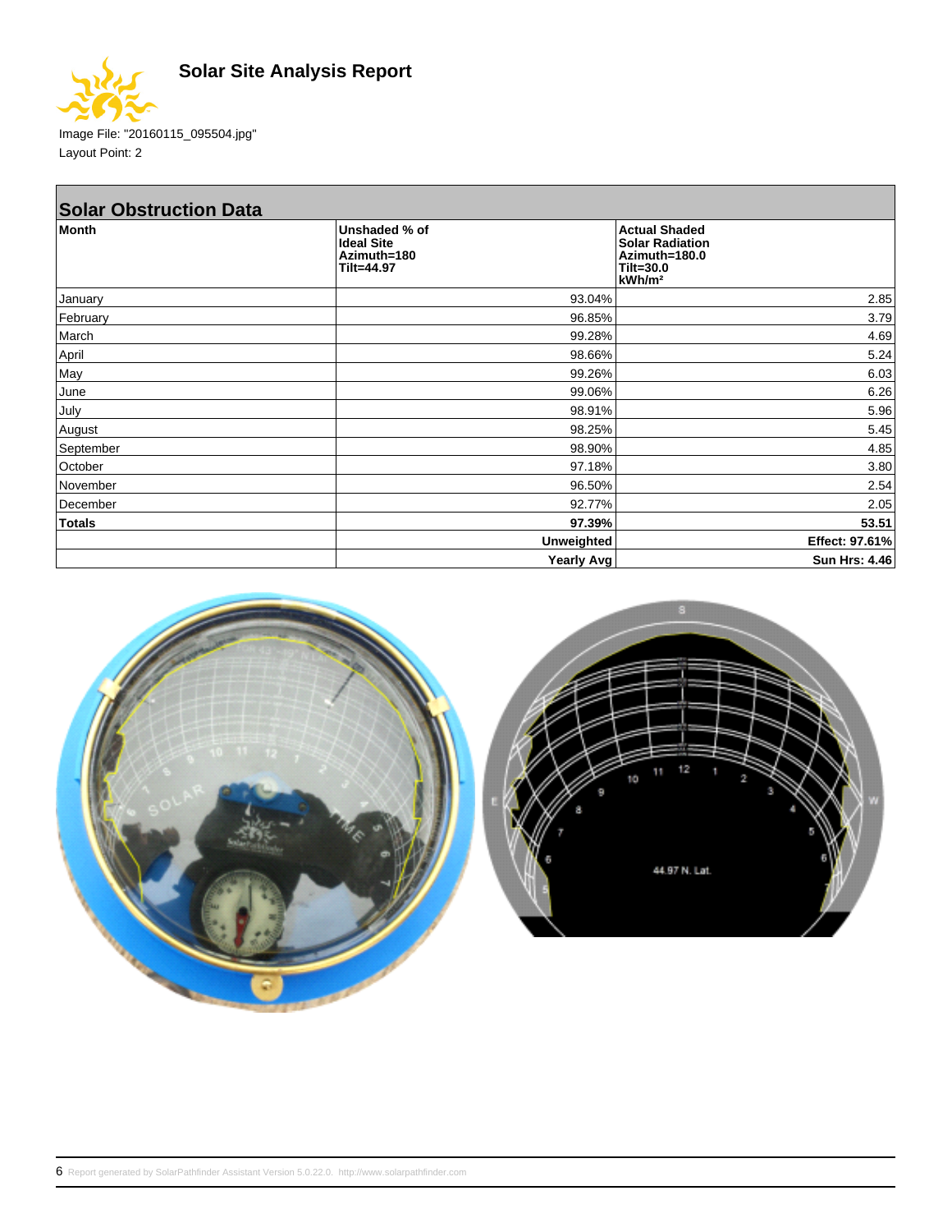# Solar Site Analysis Report

Image File: "20160115_095504.jpg"
Layout Point: 2

## Solar Obstruction Data

| Month | Unshaded % of Ideal Site Azimuth=180 Tilt=44.97 | Actual Shaded Solar Radiation Azimuth=180.0 Tilt=30.0 kWh/m² |
|---|---:|---:|
| January | 93.04% | 2.85 |
| February | 96.85% | 3.79 |
| March | 99.28% | 4.69 |
| April | 98.66% | 5.24 |
| May | 99.26% | 6.03 |
| June | 99.06% | 6.26 |
| July | 98.91% | 5.96 |
| August | 98.25% | 5.45 |
| September | 98.90% | 4.85 |
| October | 97.18% | 3.80 |
| November | 96.50% | 2.54 |
| December | 92.77% | 2.05 |
| **Totals** | **97.39%** | **53.51** |
| | **Unweighted** | **Effect: 97.61%** |
| | **Yearly Avg** | **Sun Hrs: 4.46** |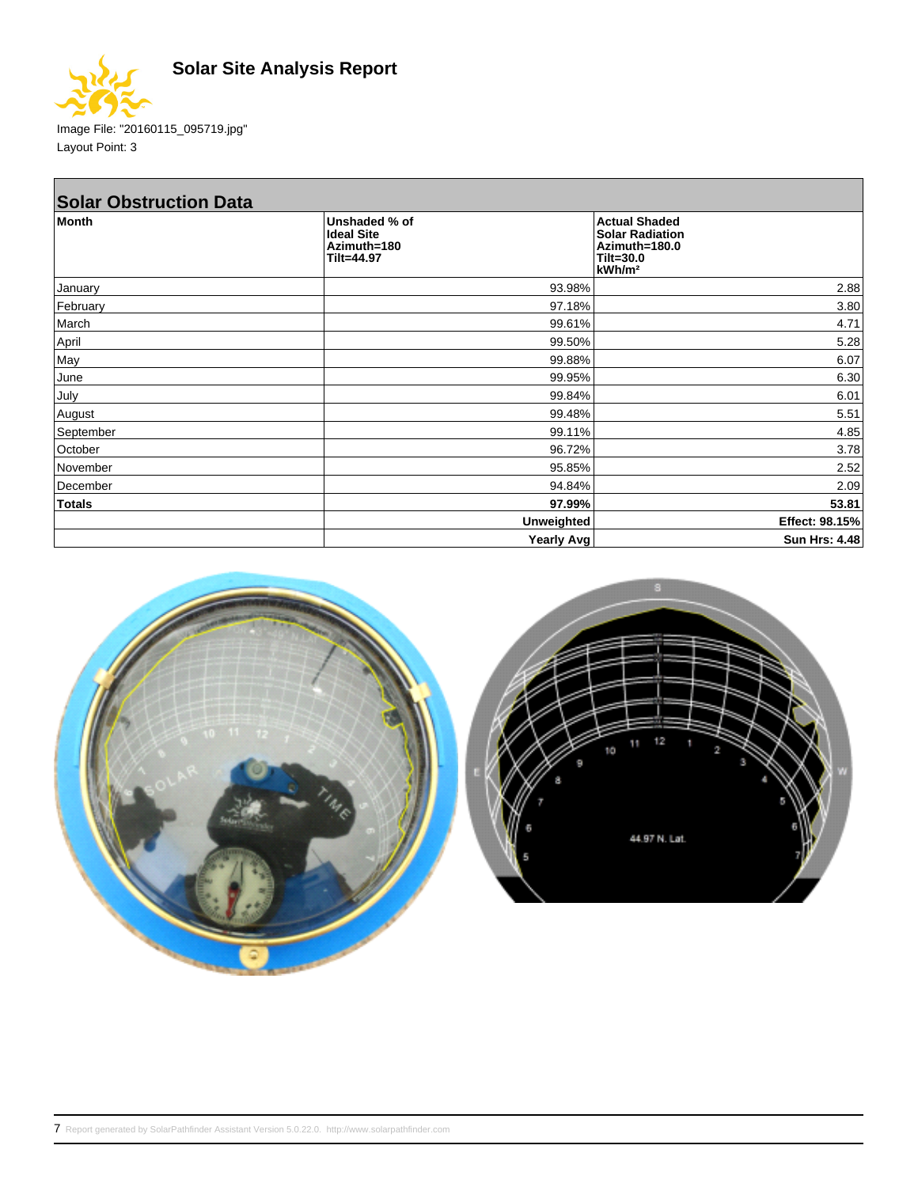# Solar Site Analysis Report

Image File: "20160115_095719.jpg"
Layout Point: 3

## Solar Obstruction Data

| Month | Unshaded % of Ideal Site Azimuth=180 Tilt=44.97 | Actual Shaded Solar Radiation Azimuth=180.0 Tilt=30.0 kWh/m² |
|---|---|---|
| January | 93.98% | 2.88 |
| February | 97.18% | 3.80 |
| March | 99.61% | 4.71 |
| April | 99.50% | 5.28 |
| May | 99.88% | 6.07 |
| June | 99.95% | 6.30 |
| July | 99.84% | 6.01 |
| August | 99.48% | 5.51 |
| September | 99.11% | 4.85 |
| October | 96.72% | 3.78 |
| November | 95.85% | 2.52 |
| December | 94.84% | 2.09 |
| **Totals** | **97.99%** | **53.81** |
| | **Unweighted** | **Effect: 98.15%** |
| | **Yearly Avg** | **Sun Hrs: 4.48** |